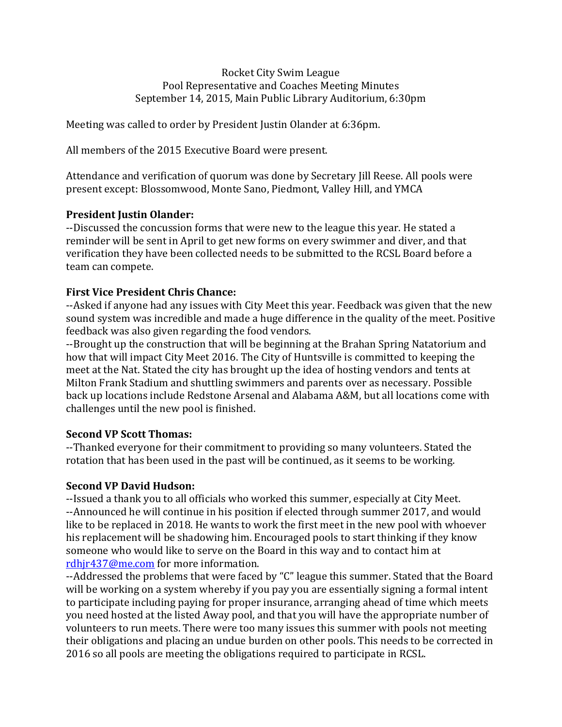Rocket City Swim League
Pool Representative and Coaches Meeting Minutes
September 14, 2015, Main Public Library Auditorium, 6:30pm

Meeting was called to order by President Justin Olander at 6:36pm.

All members of the 2015 Executive Board were present.

Attendance and verification of quorum was done by Secretary Jill Reese. All pools were present except: Blossomwood, Monte Sano, Piedmont, Valley Hill, and YMCA

**President Justin Olander:**

--Discussed the concussion forms that were new to the league this year. He stated a reminder will be sent in April to get new forms on every swimmer and diver, and that verification they have been collected needs to be submitted to the RCSL Board before a team can compete.

**First Vice President Chris Chance:**

--Asked if anyone had any issues with City Meet this year. Feedback was given that the new sound system was incredible and made a huge difference in the quality of the meet. Positive feedback was also given regarding the food vendors.

--Brought up the construction that will be beginning at the Brahan Spring Natatorium and how that will impact City Meet 2016. The City of Huntsville is committed to keeping the meet at the Nat. Stated the city has brought up the idea of hosting vendors and tents at Milton Frank Stadium and shuttling swimmers and parents over as necessary. Possible back up locations include Redstone Arsenal and Alabama A&M, but all locations come with challenges until the new pool is finished.

**Second VP Scott Thomas:**

--Thanked everyone for their commitment to providing so many volunteers. Stated the rotation that has been used in the past will be continued, as it seems to be working.

**Second VP David Hudson:**

--Issued a thank you to all officials who worked this summer, especially at City Meet.

--Announced he will continue in his position if elected through summer 2017, and would like to be replaced in 2018. He wants to work the first meet in the new pool with whoever his replacement will be shadowing him. Encouraged pools to start thinking if they know someone who would like to serve on the Board in this way and to contact him at [rdhjr437@me.com](mailto:rdhjr437@me.com) for more information.

--Addressed the problems that were faced by "C" league this summer. Stated that the Board will be working on a system whereby if you pay you are essentially signing a formal intent to participate including paying for proper insurance, arranging ahead of time which meets you need hosted at the listed Away pool, and that you will have the appropriate number of volunteers to run meets. There were too many issues this summer with pools not meeting their obligations and placing an undue burden on other pools. This needs to be corrected in 2016 so all pools are meeting the obligations required to participate in RCSL.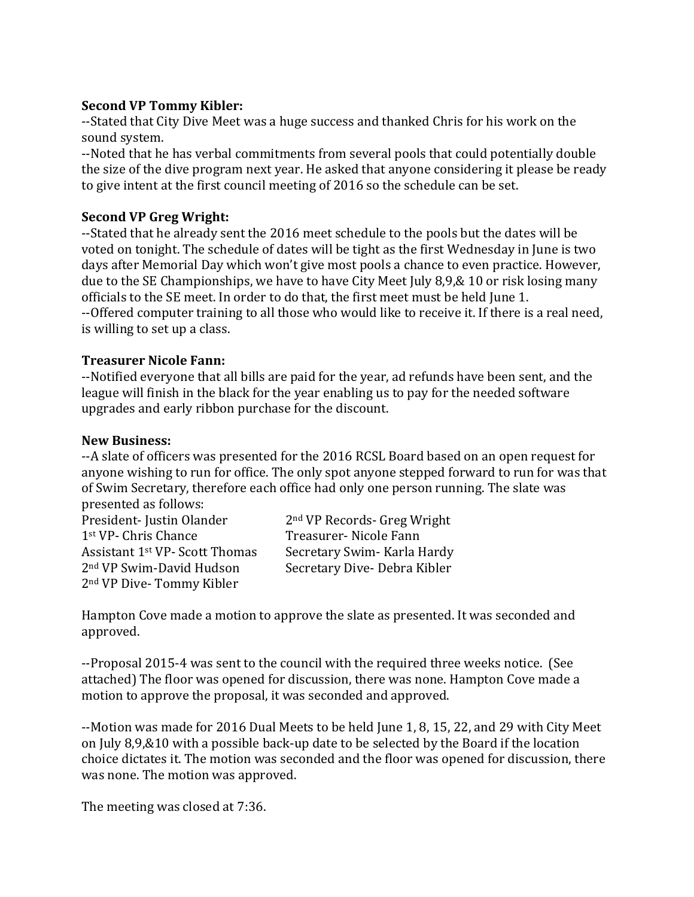**Second VP Tommy Kibler:**
--Stated that City Dive Meet was a huge success and thanked Chris for his work on the sound system.
--Noted that he has verbal commitments from several pools that could potentially double the size of the dive program next year. He asked that anyone considering it please be ready to give intent at the first council meeting of 2016 so the schedule can be set.

**Second VP Greg Wright:**
--Stated that he already sent the 2016 meet schedule to the pools but the dates will be voted on tonight. The schedule of dates will be tight as the first Wednesday in June is two days after Memorial Day which won't give most pools a chance to even practice. However, due to the SE Championships, we have to have City Meet July 8,9,& 10 or risk losing many officials to the SE meet. In order to do that, the first meet must be held June 1.
--Offered computer training to all those who would like to receive it. If there is a real need, is willing to set up a class.

**Treasurer Nicole Fann:**
--Notified everyone that all bills are paid for the year, ad refunds have been sent, and the league will finish in the black for the year enabling us to pay for the needed software upgrades and early ribbon purchase for the discount.

**New Business:**
--A slate of officers was presented for the 2016 RCSL Board based on an open request for anyone wishing to run for office. The only spot anyone stepped forward to run for was that of Swim Secretary, therefore each office had only one person running. The slate was presented as follows:

President- Justin Olander
1st VP- Chris Chance
Assistant 1st VP- Scott Thomas
2nd VP Swim-David Hudson
2nd VP Dive- Tommy Kibler
2nd VP Records- Greg Wright
Treasurer- Nicole Fann
Secretary Swim- Karla Hardy
Secretary Dive- Debra Kibler

Hampton Cove made a motion to approve the slate as presented. It was seconded and approved.

--Proposal 2015-4 was sent to the council with the required three weeks notice. (See attached) The floor was opened for discussion, there was none. Hampton Cove made a motion to approve the proposal, it was seconded and approved.

--Motion was made for 2016 Dual Meets to be held June 1, 8, 15, 22, and 29 with City Meet on July 8,9,&10 with a possible back-up date to be selected by the Board if the location choice dictates it. The motion was seconded and the floor was opened for discussion, there was none. The motion was approved.

The meeting was closed at 7:36.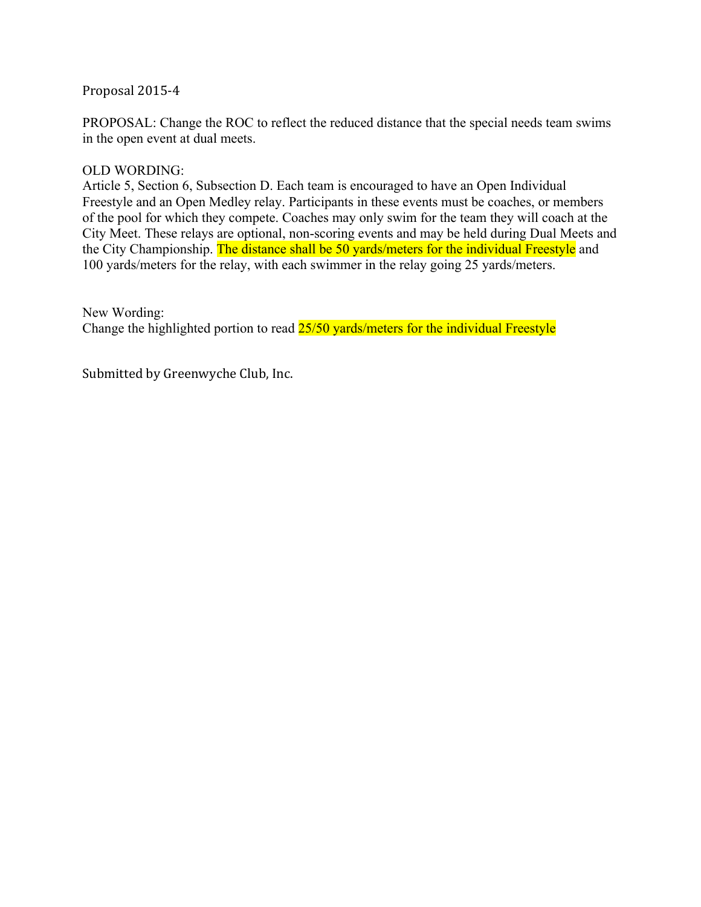Proposal 2015-4

PROPOSAL: Change the ROC to reflect the reduced distance that the special needs team swims in the open event at dual meets.

OLD WORDING:
Article 5, Section 6, Subsection D. Each team is encouraged to have an Open Individual Freestyle and an Open Medley relay. Participants in these events must be coaches, or members of the pool for which they compete. Coaches may only swim for the team they will coach at the City Meet. These relays are optional, non-scoring events and may be held during Dual Meets and the City Championship. The distance shall be 50 yards/meters for the individual Freestyle and 100 yards/meters for the relay, with each swimmer in the relay going 25 yards/meters.

New Wording:
Change the highlighted portion to read 25/50 yards/meters for the individual Freestyle

Submitted by Greenwyche Club, Inc.